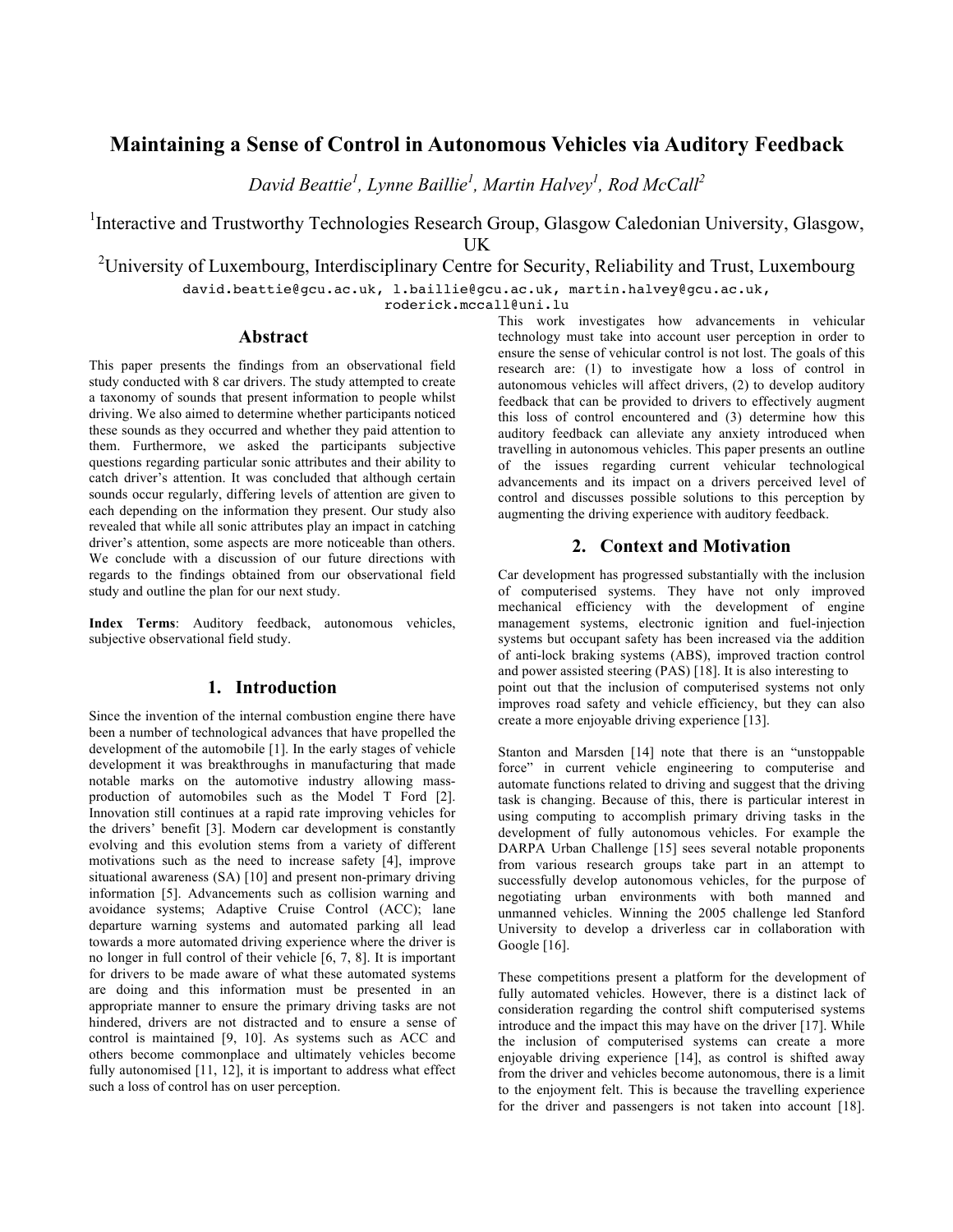# Maintaining a Sense of Control in Autonomous Vehicles via Auditory Feedback

*David Beattie[1], Lynne Baillie[1], Martin Halvey[1], Rod McCall[2]*

[1]Interactive and Trustworthy Technologies Research Group, Glasgow Caledonian University, Glasgow, UK

[2]University of Luxembourg, Interdisciplinary Centre for Security, Reliability and Trust, Luxembourg

david.beattie@gcu.ac.uk, l.baillie@gcu.ac.uk, martin.halvey@gcu.ac.uk, roderick.mccall@uni.lu

## Abstract

This paper presents the findings from an observational field study conducted with 8 car drivers. The study attempted to create a taxonomy of sounds that present information to people whilst driving. We also aimed to determine whether participants noticed these sounds as they occurred and whether they paid attention to them. Furthermore, we asked the participants subjective questions regarding particular sonic attributes and their ability to catch driver's attention. It was concluded that although certain sounds occur regularly, differing levels of attention are given to each depending on the information they present. Our study also revealed that while all sonic attributes play an impact in catching driver's attention, some aspects are more noticeable than others. We conclude with a discussion of our future directions with regards to the findings obtained from our observational field study and outline the plan for our next study.

**Index Terms**: Auditory feedback, autonomous vehicles, subjective observational field study.

## 1. Introduction

Since the invention of the internal combustion engine there have been a number of technological advances that have propelled the development of the automobile [1]. In the early stages of vehicle development it was breakthroughs in manufacturing that made notable marks on the automotive industry allowing mass-production of automobiles such as the Model T Ford [2]. Innovation still continues at a rapid rate improving vehicles for the drivers' benefit [3]. Modern car development is constantly evolving and this evolution stems from a variety of different motivations such as the need to increase safety [4], improve situational awareness (SA) [10] and present non-primary driving information [5]. Advancements such as collision warning and avoidance systems; Adaptive Cruise Control (ACC); lane departure warning systems and automated parking all lead towards a more automated driving experience where the driver is no longer in full control of their vehicle [6, 7, 8]. It is important for drivers to be made aware of what these automated systems are doing and this information must be presented in an appropriate manner to ensure the primary driving tasks are not hindered, drivers are not distracted and to ensure a sense of control is maintained [9, 10]. As systems such as ACC and others become commonplace and ultimately vehicles become fully autonomised [11, 12], it is important to address what effect such a loss of control has on user perception.

This work investigates how advancements in vehicular technology must take into account user perception in order to ensure the sense of vehicular control is not lost. The goals of this research are: (1) to investigate how a loss of control in autonomous vehicles will affect drivers, (2) to develop auditory feedback that can be provided to drivers to effectively augment this loss of control encountered and (3) determine how this auditory feedback can alleviate any anxiety introduced when travelling in autonomous vehicles. This paper presents an outline of the issues regarding current vehicular technological advancements and its impact on a drivers perceived level of control and discusses possible solutions to this perception by augmenting the driving experience with auditory feedback.

## 2. Context and Motivation

Car development has progressed substantially with the inclusion of computerised systems. They have not only improved mechanical efficiency with the development of engine management systems, electronic ignition and fuel-injection systems but occupant safety has been increased via the addition of anti-lock braking systems (ABS), improved traction control and power assisted steering (PAS) [18]. It is also interesting to point out that the inclusion of computerised systems not only improves road safety and vehicle efficiency, but they can also create a more enjoyable driving experience [13].

Stanton and Marsden [14] note that there is an "unstoppable force" in current vehicle engineering to computerise and automate functions related to driving and suggest that the driving task is changing. Because of this, there is particular interest in using computing to accomplish primary driving tasks in the development of fully autonomous vehicles. For example the DARPA Urban Challenge [15] sees several notable proponents from various research groups take part in an attempt to successfully develop autonomous vehicles, for the purpose of negotiating urban environments with both manned and unmanned vehicles. Winning the 2005 challenge led Stanford University to develop a driverless car in collaboration with Google [16].

These competitions present a platform for the development of fully automated vehicles. However, there is a distinct lack of consideration regarding the control shift computerised systems introduce and the impact this may have on the driver [17]. While the inclusion of computerised systems can create a more enjoyable driving experience [14], as control is shifted away from the driver and vehicles become autonomous, there is a limit to the enjoyment felt. This is because the travelling experience for the driver and passengers is not taken into account [18].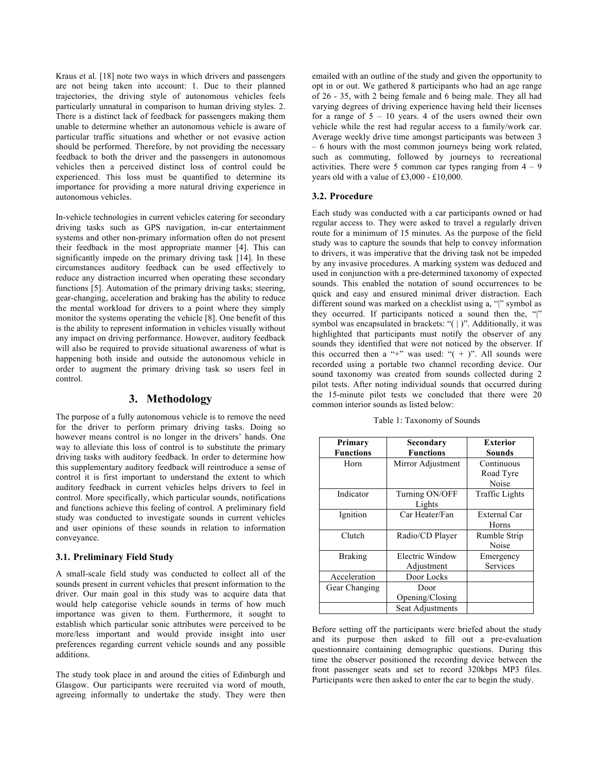Kraus et al. [18] note two ways in which drivers and passengers are not being taken into account: 1. Due to their planned trajectories, the driving style of autonomous vehicles feels particularly unnatural in comparison to human driving styles. 2. There is a distinct lack of feedback for passengers making them unable to determine whether an autonomous vehicle is aware of particular traffic situations and whether or not evasive action should be performed. Therefore, by not providing the necessary feedback to both the driver and the passengers in autonomous vehicles then a perceived distinct loss of control could be experienced. This loss must be quantified to determine its importance for providing a more natural driving experience in autonomous vehicles.

In-vehicle technologies in current vehicles catering for secondary driving tasks such as GPS navigation, in-car entertainment systems and other non-primary information often do not present their feedback in the most appropriate manner [4]. This can significantly impede on the primary driving task [14]. In these circumstances auditory feedback can be used effectively to reduce any distraction incurred when operating these secondary functions [5]. Automation of the primary driving tasks; steering, gear-changing, acceleration and braking has the ability to reduce the mental workload for drivers to a point where they simply monitor the systems operating the vehicle [8]. One benefit of this is the ability to represent information in vehicles visually without any impact on driving performance. However, auditory feedback will also be required to provide situational awareness of what is happening both inside and outside the autonomous vehicle in order to augment the primary driving task so users feel in control.

## 3. Methodology

The purpose of a fully autonomous vehicle is to remove the need for the driver to perform primary driving tasks. Doing so however means control is no longer in the drivers' hands. One way to alleviate this loss of control is to substitute the primary driving tasks with auditory feedback. In order to determine how this supplementary auditory feedback will reintroduce a sense of control it is first important to understand the extent to which auditory feedback in current vehicles helps drivers to feel in control. More specifically, which particular sounds, notifications and functions achieve this feeling of control. A preliminary field study was conducted to investigate sounds in current vehicles and user opinions of these sounds in relation to information conveyance.

### 3.1. Preliminary Field Study

A small-scale field study was conducted to collect all of the sounds present in current vehicles that present information to the driver. Our main goal in this study was to acquire data that would help categorise vehicle sounds in terms of how much importance was given to them. Furthermore, it sought to establish which particular sonic attributes were perceived to be more/less important and would provide insight into user preferences regarding current vehicle sounds and any possible additions.

The study took place in and around the cities of Edinburgh and Glasgow. Our participants were recruited via word of mouth, agreeing informally to undertake the study. They were then emailed with an outline of the study and given the opportunity to opt in or out. We gathered 8 participants who had an age range of 26 - 35, with 2 being female and 6 being male. They all had varying degrees of driving experience having held their licenses for a range of 5 – 10 years. 4 of the users owned their own vehicle while the rest had regular access to a family/work car. Average weekly drive time amongst participants was between 3 – 6 hours with the most common journeys being work related, such as commuting, followed by journeys to recreational activities. There were 5 common car types ranging from 4 – 9 years old with a value of £3,000 - £10,000.

### 3.2. Procedure

Each study was conducted with a car participants owned or had regular access to. They were asked to travel a regularly driven route for a minimum of 15 minutes. As the purpose of the field study was to capture the sounds that help to convey information to drivers, it was imperative that the driving task not be impeded by any invasive procedures. A marking system was deduced and used in conjunction with a pre-determined taxonomy of expected sounds. This enabled the notation of sound occurrences to be quick and easy and ensured minimal driver distraction. Each different sound was marked on a checklist using a, "|" symbol as they occurred. If participants noticed a sound then the, "|" symbol was encapsulated in brackets: "( | )". Additionally, it was highlighted that participants must notify the observer of any sounds they identified that were not noticed by the observer. If this occurred then a "+" was used: "( + )". All sounds were recorded using a portable two channel recording device. Our sound taxonomy was created from sounds collected during 2 pilot tests. After noting individual sounds that occurred during the 15-minute pilot tests we concluded that there were 20 common interior sounds as listed below:

Table 1: Taxonomy of Sounds

| Primary Functions | Secondary Functions | Exterior Sounds |
|---|---|---|
| Horn | Mirror Adjustment | Continuous Road Tyre Noise |
| Indicator | Turning ON/OFF Lights | Traffic Lights |
| Ignition | Car Heater/Fan | External Car Horns |
| Clutch | Radio/CD Player | Rumble Strip Noise |
| Braking | Electric Window Adjustment | Emergency Services |
| Acceleration | Door Locks | |
| Gear Changing | Door Opening/Closing | |
| | Seat Adjustments | |

Before setting off the participants were briefed about the study and its purpose then asked to fill out a pre-evaluation questionnaire containing demographic questions. During this time the observer positioned the recording device between the front passenger seats and set to record 320kbps MP3 files. Participants were then asked to enter the car to begin the study.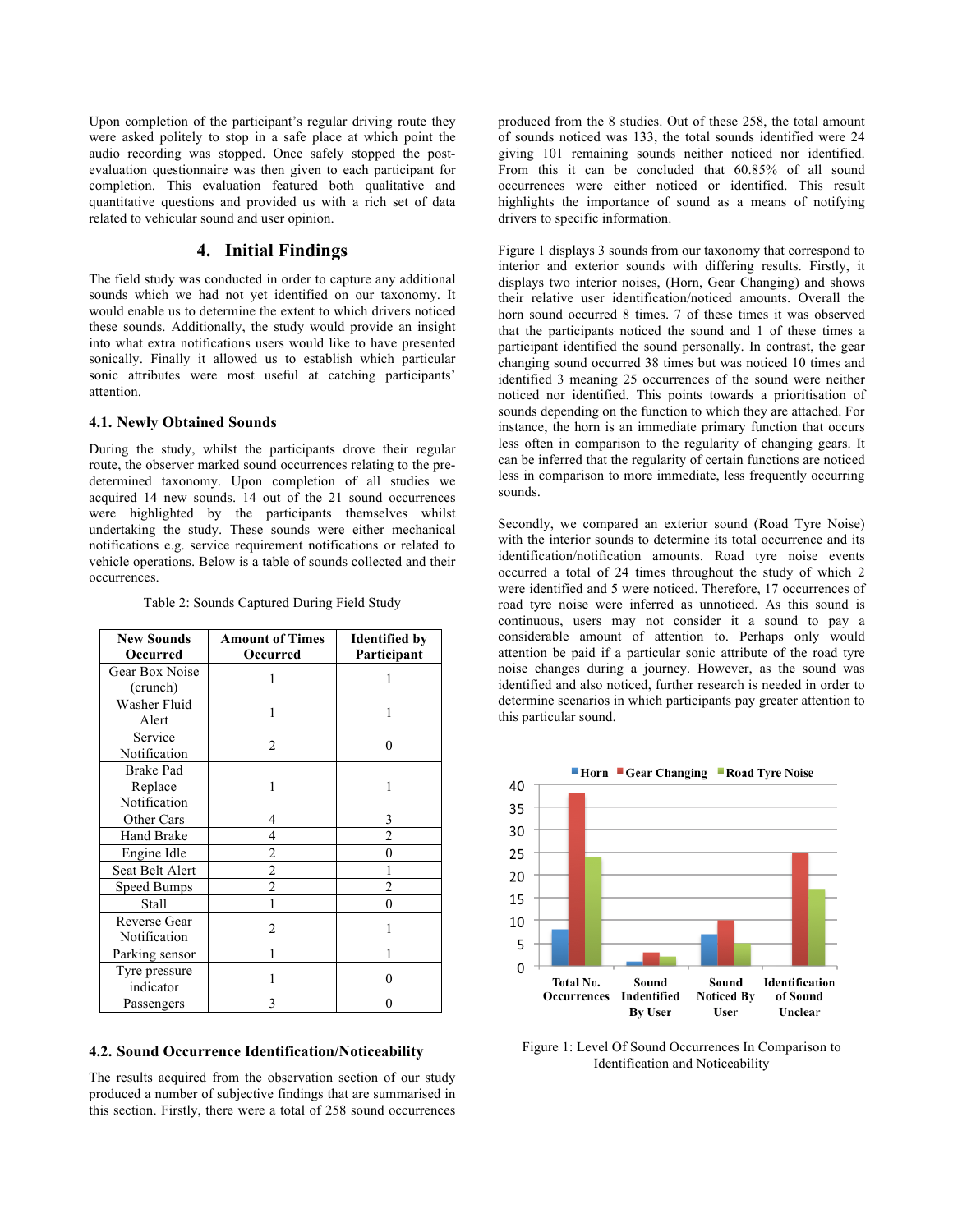Upon completion of the participant's regular driving route they were asked politely to stop in a safe place at which point the audio recording was stopped. Once safely stopped the post-evaluation questionnaire was then given to each participant for completion. This evaluation featured both qualitative and quantitative questions and provided us with a rich set of data related to vehicular sound and user opinion.

## 4. Initial Findings

The field study was conducted in order to capture any additional sounds which we had not yet identified on our taxonomy. It would enable us to determine the extent to which drivers noticed these sounds. Additionally, the study would provide an insight into what extra notifications users would like to have presented sonically. Finally it allowed us to establish which particular sonic attributes were most useful at catching participants' attention.

### 4.1. Newly Obtained Sounds

During the study, whilst the participants drove their regular route, the observer marked sound occurrences relating to the pre-determined taxonomy. Upon completion of all studies we acquired 14 new sounds. 14 out of the 21 sound occurrences were highlighted by the participants themselves whilst undertaking the study. These sounds were either mechanical notifications e.g. service requirement notifications or related to vehicle operations. Below is a table of sounds collected and their occurrences.

Table 2: Sounds Captured During Field Study

| New Sounds Occurred | Amount of Times Occurred | Identified by Participant |
|---|---|---|
| Gear Box Noise (crunch) | 1 | 1 |
| Washer Fluid Alert | 1 | 1 |
| Service Notification | 2 | 0 |
| Brake Pad Replace Notification | 1 | 1 |
| Other Cars | 4 | 3 |
| Hand Brake | 4 | 2 |
| Engine Idle | 2 | 0 |
| Seat Belt Alert | 2 | 1 |
| Speed Bumps | 2 | 2 |
| Stall | 1 | 0 |
| Reverse Gear Notification | 2 | 1 |
| Parking sensor | 1 | 1 |
| Tyre pressure indicator | 1 | 0 |
| Passengers | 3 | 0 |

### 4.2. Sound Occurrence Identification/Noticeability

The results acquired from the observation section of our study produced a number of subjective findings that are summarised in this section. Firstly, there were a total of 258 sound occurrences produced from the 8 studies. Out of these 258, the total amount of sounds noticed was 133, the total sounds identified were 24 giving 101 remaining sounds neither noticed nor identified. From this it can be concluded that 60.85% of all sound occurrences were either noticed or identified. This result highlights the importance of sound as a means of notifying drivers to specific information.

Figure 1 displays 3 sounds from our taxonomy that correspond to interior and exterior sounds with differing results. Firstly, it displays two interior noises, (Horn, Gear Changing) and shows their relative user identification/noticed amounts. Overall the horn sound occurred 8 times. 7 of these times it was observed that the participants noticed the sound and 1 of these times a participant identified the sound personally. In contrast, the gear changing sound occurred 38 times but was noticed 10 times and identified 3 meaning 25 occurrences of the sound were neither noticed nor identified. This points towards a prioritisation of sounds depending on the function to which they are attached. For instance, the horn is an immediate primary function that occurs less often in comparison to the regularity of changing gears. It can be inferred that the regularity of certain functions are noticed less in comparison to more immediate, less frequently occurring sounds.

Secondly, we compared an exterior sound (Road Tyre Noise) with the interior sounds to determine its total occurrence and its identification/notification amounts. Road tyre noise events occurred a total of 24 times throughout the study of which 2 were identified and 5 were noticed. Therefore, 17 occurrences of road tyre noise were inferred as unnoticed. As this sound is continuous, users may not consider it a sound to pay a considerable amount of attention to. Perhaps only would attention be paid if a particular sonic attribute of the road tyre noise changes during a journey. However, as the sound was identified and also noticed, further research is needed in order to determine scenarios in which participants pay greater attention to this particular sound.

Figure 1: Level Of Sound Occurrences In Comparison to Identification and Noticeability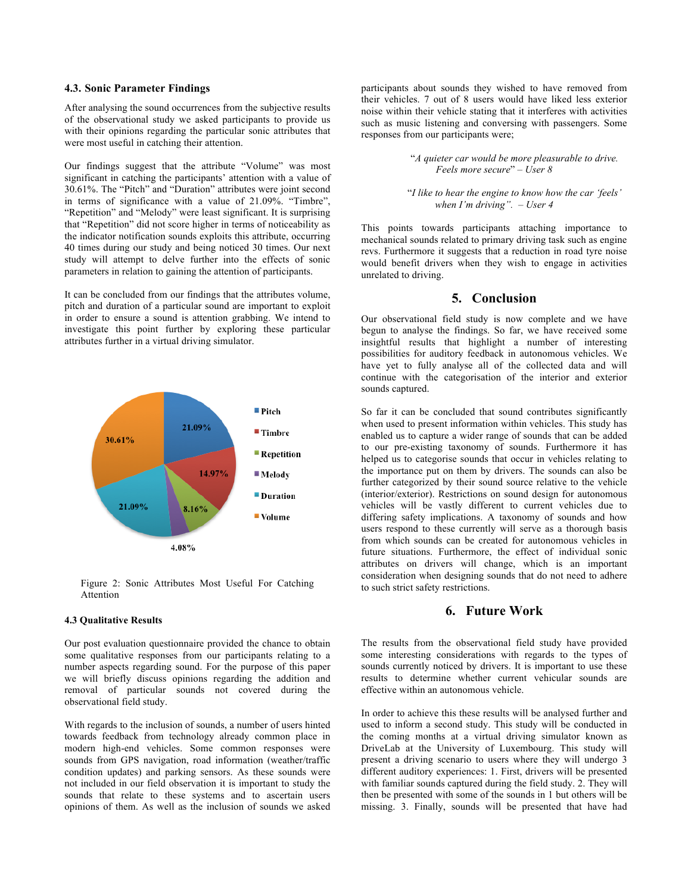### 4.3. Sonic Parameter Findings

After analysing the sound occurrences from the subjective results of the observational study we asked participants to provide us with their opinions regarding the particular sonic attributes that were most useful in catching their attention.

Our findings suggest that the attribute "Volume" was most significant in catching the participants' attention with a value of 30.61%. The "Pitch" and "Duration" attributes were joint second in terms of significance with a value of 21.09%. "Timbre", "Repetition" and "Melody" were least significant. It is surprising that "Repetition" did not score higher in terms of noticeability as the indicator notification sounds exploits this attribute, occurring 40 times during our study and being noticed 30 times. Our next study will attempt to delve further into the effects of sonic parameters in relation to gaining the attention of participants.

It can be concluded from our findings that the attributes volume, pitch and duration of a particular sound are important to exploit in order to ensure a sound is attention grabbing. We intend to investigate this point further by exploring these particular attributes further in a virtual driving simulator.

| Attribute | Value |
|---|---|
| Pitch | 21.09% |
| Timbre | 14.97% |
| Repetition | 8.16% |
| Melody | 4.08% |
| Duration | 21.09% |
| Volume | 30.61% |

Figure 2: Sonic Attributes Most Useful For Catching Attention

### 4.3 Qualitative Results

Our post evaluation questionnaire provided the chance to obtain some qualitative responses from our participants relating to a number aspects regarding sound. For the purpose of this paper we will briefly discuss opinions regarding the addition and removal of particular sounds not covered during the observational field study.

With regards to the inclusion of sounds, a number of users hinted towards feedback from technology already common place in modern high-end vehicles. Some common responses were sounds from GPS navigation, road information (weather/traffic condition updates) and parking sensors. As these sounds were not included in our field observation it is important to study the sounds that relate to these systems and to ascertain users opinions of them. As well as the inclusion of sounds we asked participants about sounds they wished to have removed from their vehicles. 7 out of 8 users would have liked less exterior noise within their vehicle stating that it interferes with activities such as music listening and conversing with passengers. Some responses from our participants were;

> "*A quieter car would be more pleasurable to drive. Feels more secure*" – *User 8*

> "*I like to hear the engine to know how the car 'feels' when I'm driving*". – *User 4*

This points towards participants attaching importance to mechanical sounds related to primary driving task such as engine revs. Furthermore it suggests that a reduction in road tyre noise would benefit drivers when they wish to engage in activities unrelated to driving.

## 5. Conclusion

Our observational field study is now complete and we have begun to analyse the findings. So far, we have received some insightful results that highlight a number of interesting possibilities for auditory feedback in autonomous vehicles. We have yet to fully analyse all of the collected data and will continue with the categorisation of the interior and exterior sounds captured.

So far it can be concluded that sound contributes significantly when used to present information within vehicles. This study has enabled us to capture a wider range of sounds that can be added to our pre-existing taxonomy of sounds. Furthermore it has helped us to categorise sounds that occur in vehicles relating to the importance put on them by drivers. The sounds can also be further categorized by their sound source relative to the vehicle (interior/exterior). Restrictions on sound design for autonomous vehicles will be vastly different to current vehicles due to differing safety implications. A taxonomy of sounds and how users respond to these currently will serve as a thorough basis from which sounds can be created for autonomous vehicles in future situations. Furthermore, the effect of individual sonic attributes on drivers will change, which is an important consideration when designing sounds that do not need to adhere to such strict safety restrictions.

## 6. Future Work

The results from the observational field study have provided some interesting considerations with regards to the types of sounds currently noticed by drivers. It is important to use these results to determine whether current vehicular sounds are effective within an autonomous vehicle.

In order to achieve this these results will be analysed further and used to inform a second study. This study will be conducted in the coming months at a virtual driving simulator known as DriveLab at the University of Luxembourg. This study will present a driving scenario to users where they will undergo 3 different auditory experiences: 1. First, drivers will be presented with familiar sounds captured during the field study. 2. They will then be presented with some of the sounds in 1 but others will be missing. 3. Finally, sounds will be presented that have had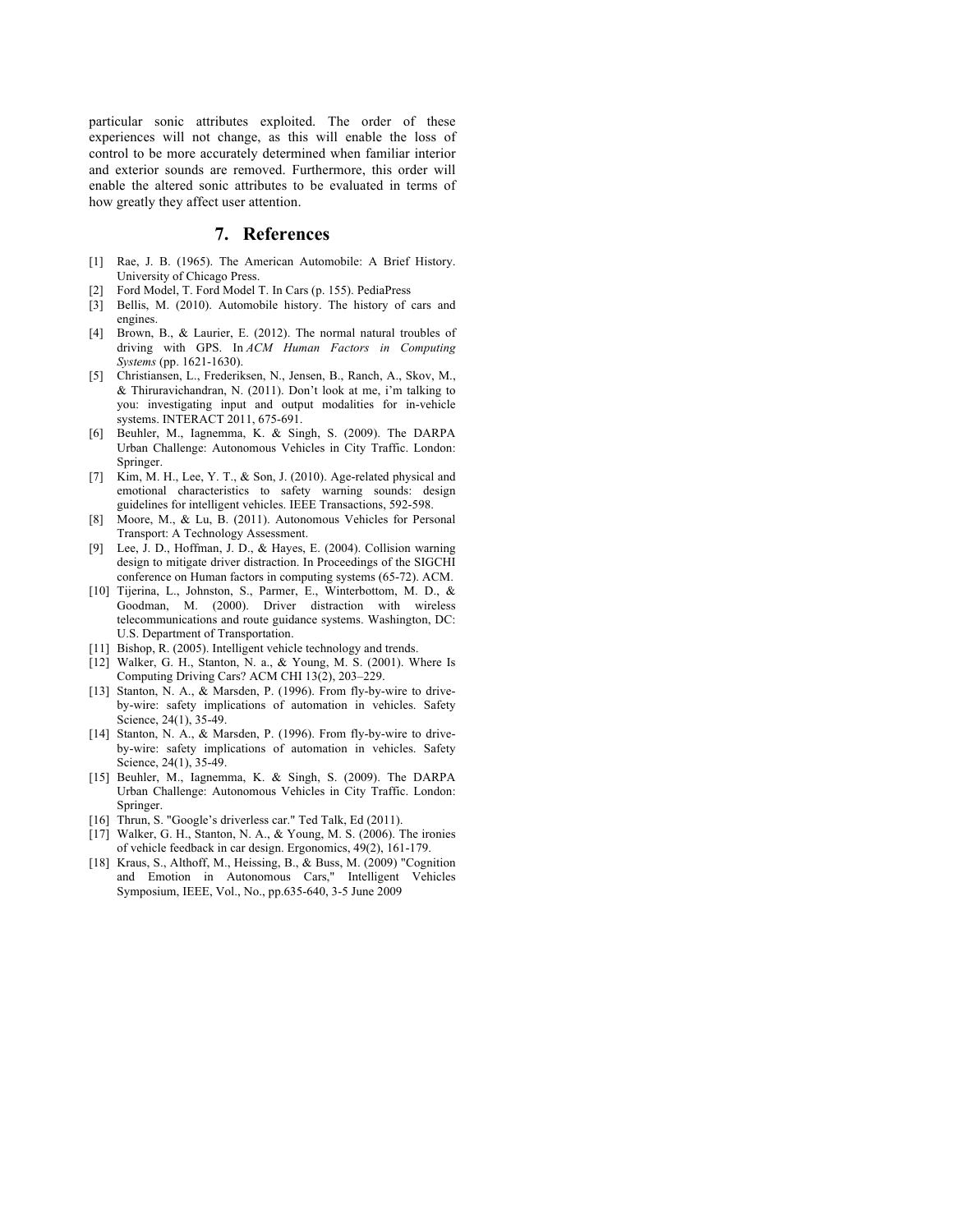particular sonic attributes exploited. The order of these experiences will not change, as this will enable the loss of control to be more accurately determined when familiar interior and exterior sounds are removed. Furthermore, this order will enable the altered sonic attributes to be evaluated in terms of how greatly they affect user attention.

## 7. References

[1] Rae, J. B. (1965). The American Automobile: A Brief History. University of Chicago Press.

[2] Ford Model, T. Ford Model T. In Cars (p. 155). PediaPress

[3] Bellis, M. (2010). Automobile history. The history of cars and engines.

[4] Brown, B., & Laurier, E. (2012). The normal natural troubles of driving with GPS. In *ACM Human Factors in Computing Systems* (pp. 1621-1630).

[5] Christiansen, L., Frederiksen, N., Jensen, B., Ranch, A., Skov, M., & Thiruravichandran, N. (2011). Don't look at me, i'm talking to you: investigating input and output modalities for in-vehicle systems. INTERACT 2011, 675-691.

[6] Beuhler, M., Iagnemma, K. & Singh, S. (2009). The DARPA Urban Challenge: Autonomous Vehicles in City Traffic. London: Springer.

[7] Kim, M. H., Lee, Y. T., & Son, J. (2010). Age-related physical and emotional characteristics to safety warning sounds: design guidelines for intelligent vehicles. IEEE Transactions, 592-598.

[8] Moore, M., & Lu, B. (2011). Autonomous Vehicles for Personal Transport: A Technology Assessment.

[9] Lee, J. D., Hoffman, J. D., & Hayes, E. (2004). Collision warning design to mitigate driver distraction. In Proceedings of the SIGCHI conference on Human factors in computing systems (65-72). ACM.

[10] Tijerina, L., Johnston, S., Parmer, E., Winterbottom, M. D., & Goodman, M. (2000). Driver distraction with wireless telecommunications and route guidance systems. Washington, DC: U.S. Department of Transportation.

[11] Bishop, R. (2005). Intelligent vehicle technology and trends.

[12] Walker, G. H., Stanton, N. a., & Young, M. S. (2001). Where Is Computing Driving Cars? ACM CHI 13(2), 203–229.

[13] Stanton, N. A., & Marsden, P. (1996). From fly-by-wire to drive-by-wire: safety implications of automation in vehicles. Safety Science, 24(1), 35-49.

[14] Stanton, N. A., & Marsden, P. (1996). From fly-by-wire to drive-by-wire: safety implications of automation in vehicles. Safety Science, 24(1), 35-49.

[15] Beuhler, M., Iagnemma, K. & Singh, S. (2009). The DARPA Urban Challenge: Autonomous Vehicles in City Traffic. London: Springer.

[16] Thrun, S. "Google's driverless car." Ted Talk, Ed (2011).

[17] Walker, G. H., Stanton, N. A., & Young, M. S. (2006). The ironies of vehicle feedback in car design. Ergonomics, 49(2), 161-179.

[18] Kraus, S., Althoff, M., Heissing, B., & Buss, M. (2009) "Cognition and Emotion in Autonomous Cars," Intelligent Vehicles Symposium, IEEE, Vol., No., pp.635-640, 3-5 June 2009